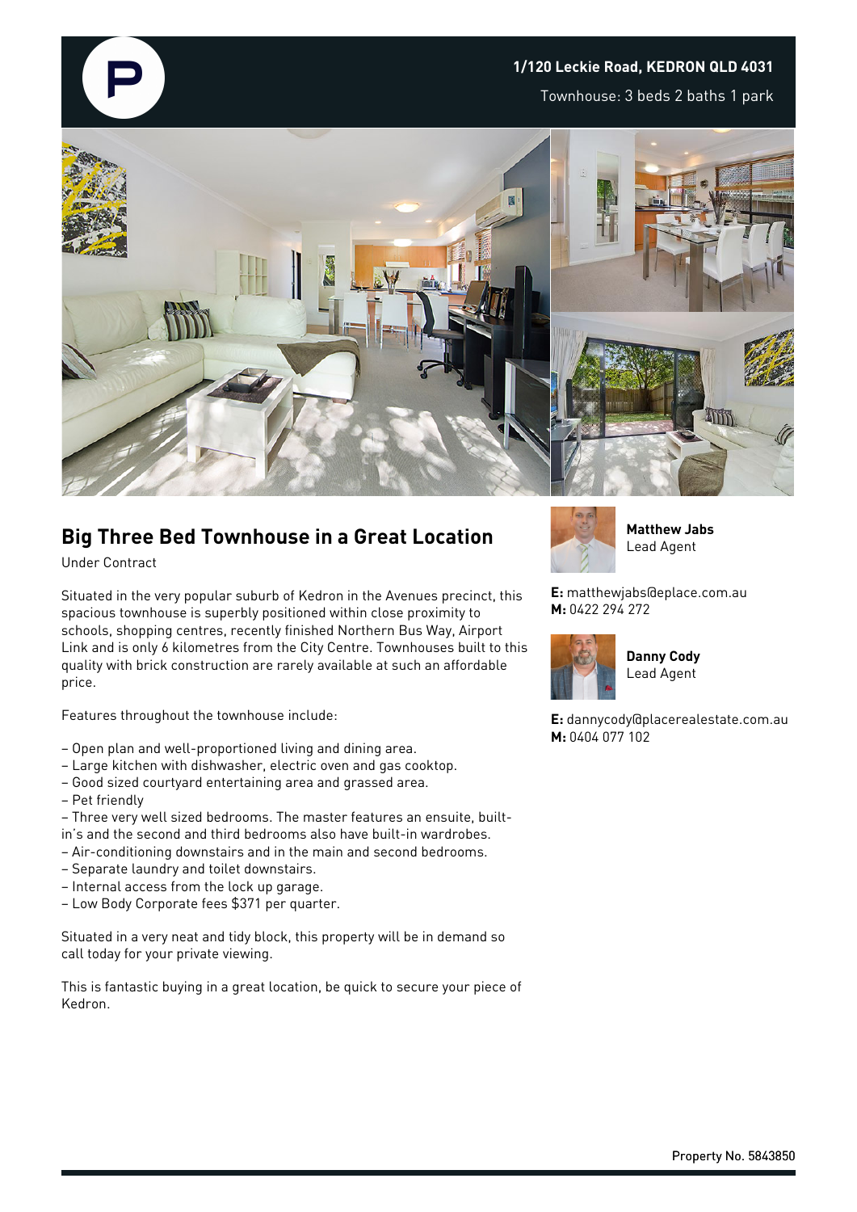1/120 Leckie Road, KEDRON QLD 4031

Townhouse: 3 beds 2 baths 1 park

# Big Three Bed Townhouse in a Great Location

Under Contract

Situated in the very popular suburb of Kedron in the Avenues precinct, this spacious townhouse is superbly positioned within close proximity to schools, shopping centres, recently finished Northern Bus Way, Airport Link and is only 6 kilometres from the City Centre. Townhouses built to this quality with brick construction are rarely available at such an affordable price.

Features throughout the townhouse include:

- Open plan and well-proportioned living and dining area.
- Large kitchen with dishwasher, electric oven and gas cooktop.
- Good sized courtyard entertaining area and grassed area.
- Pet friendly
- Three very well sized bedrooms. The master features an ensuite, built-in's and the second and third bedrooms also have built-in wardrobes.
- Air-conditioning downstairs and in the main and second bedrooms.
- Separate laundry and toilet downstairs.
- Internal access from the lock up garage.
- Low Body Corporate fees $371 per quarter.

Situated in a very neat and tidy block, this property will be in demand so call today for your private viewing.

This is fantastic buying in a great location, be quick to secure your piece of Kedron.

**Matthew Jabs**
Lead Agent

**E:** matthewjabs@eplace.com.au
**M:** 0422 294 272

**Danny Cody**
Lead Agent

**E:** dannycody@placerealestate.com.au
**M:** 0404 077 102

Property No. 5843850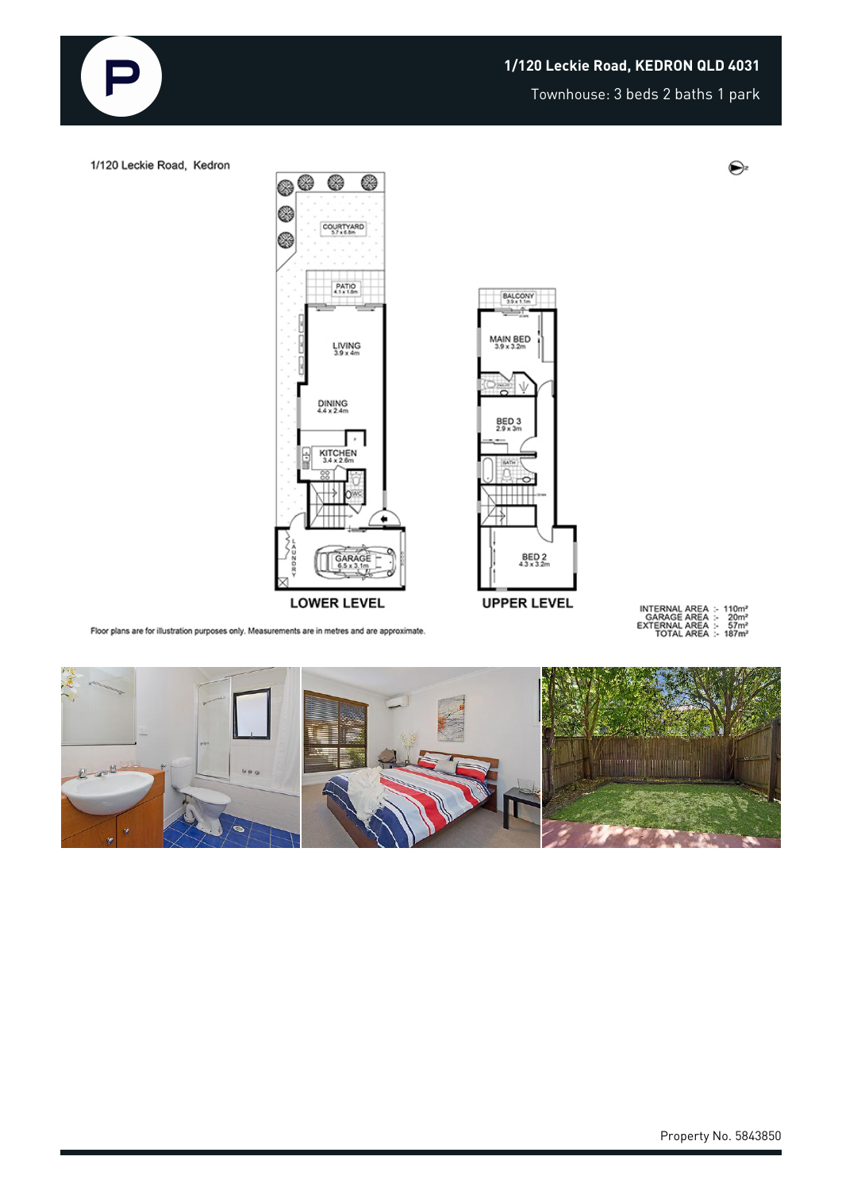# 1/120 Leckie Road, KEDRON QLD 4031

Townhouse: 3 beds 2 baths 1 park

1/120 Leckie Road, Kedron

COURTYARD
5.7 x 6.8m

PATIO
4.1 x 1.8m

LIVING
3.9 x 4m

DINING
4.4 x 2.4m

KITCHEN
3.4 x 2.6m

WC

LAUNDRY

GARAGE
6.5 x 3.1m

LOWER LEVEL

BALCONY
3.9 x 1.1m

MAIN BED
3.9 x 3.2m

ENSUITE

BED 3
2.9 x 3m

BATH

BED 2
4.3 x 3.2m

UPPER LEVEL

INTERNAL AREA :- 110m²
GARAGE AREA :- 20m²
EXTERNAL AREA :- 57m²
TOTAL AREA :- 187m²

Floor plans are for illustration purposes only. Measurements are in metres and are approximate.

Property No. 5843850